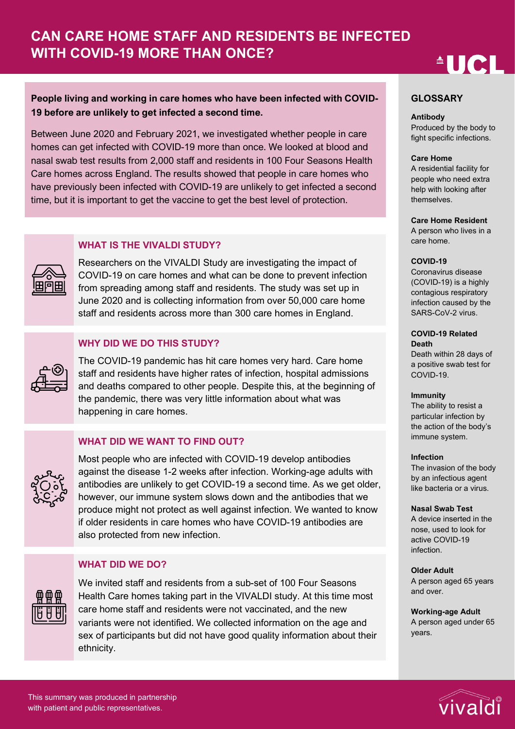# CAN CARE HOME STAFF AND RESIDENTS BE INFECTED WITH COVID-19 MORE THAN ONCE?

**People living and working in care homes who have been infected with COVID-19 before are unlikely to get infected a second time.**

Between June 2020 and February 2021, we investigated whether people in care homes can get infected with COVID-19 more than once. We looked at blood and nasal swab test results from 2,000 staff and residents in 100 Four Seasons Health Care homes across England. The results showed that people in care homes who have previously been infected with COVID-19 are unlikely to get infected a second time, but it is important to get the vaccine to get the best level of protection.

## WHAT IS THE VIVALDI STUDY?

Researchers on the VIVALDI Study are investigating the impact of COVID-19 on care homes and what can be done to prevent infection from spreading among staff and residents. The study was set up in June 2020 and is collecting information from over 50,000 care home staff and residents across more than 300 care homes in England.

## WHY DID WE DO THIS STUDY?

The COVID-19 pandemic has hit care homes very hard. Care home staff and residents have higher rates of infection, hospital admissions and deaths compared to other people. Despite this, at the beginning of the pandemic, there was very little information about what was happening in care homes.

## WHAT DID WE WANT TO FIND OUT?

Most people who are infected with COVID-19 develop antibodies against the disease 1-2 weeks after infection. Working-age adults with antibodies are unlikely to get COVID-19 a second time. As we get older, however, our immune system slows down and the antibodies that we produce might not protect as well against infection. We wanted to know if older residents in care homes who have COVID-19 antibodies are also protected from new infection.

## WHAT DID WE DO?

We invited staff and residents from a sub-set of 100 Four Seasons Health Care homes taking part in the VIVALDI study. At this time most care home staff and residents were not vaccinated, and the new variants were not identified. We collected information on the age and sex of participants but did not have good quality information about their ethnicity.

## GLOSSARY

**Antibody**
Produced by the body to fight specific infections.

**Care Home**
A residential facility for people who need extra help with looking after themselves.

**Care Home Resident**
A person who lives in a care home.

**COVID-19**
Coronavirus disease (COVID-19) is a highly contagious respiratory infection caused by the SARS-CoV-2 virus.

**COVID-19 Related Death**
Death within 28 days of a positive swab test for COVID-19.

**Immunity**
The ability to resist a particular infection by the action of the body's immune system.

**Infection**
The invasion of the body by an infectious agent like bacteria or a virus.

**Nasal Swab Test**
A device inserted in the nose, used to look for active COVID-19 infection.

**Older Adult**
A person aged 65 years and over.

**Working-age Adult**
A person aged under 65 years.

This summary was produced in partnership with patient and public representatives.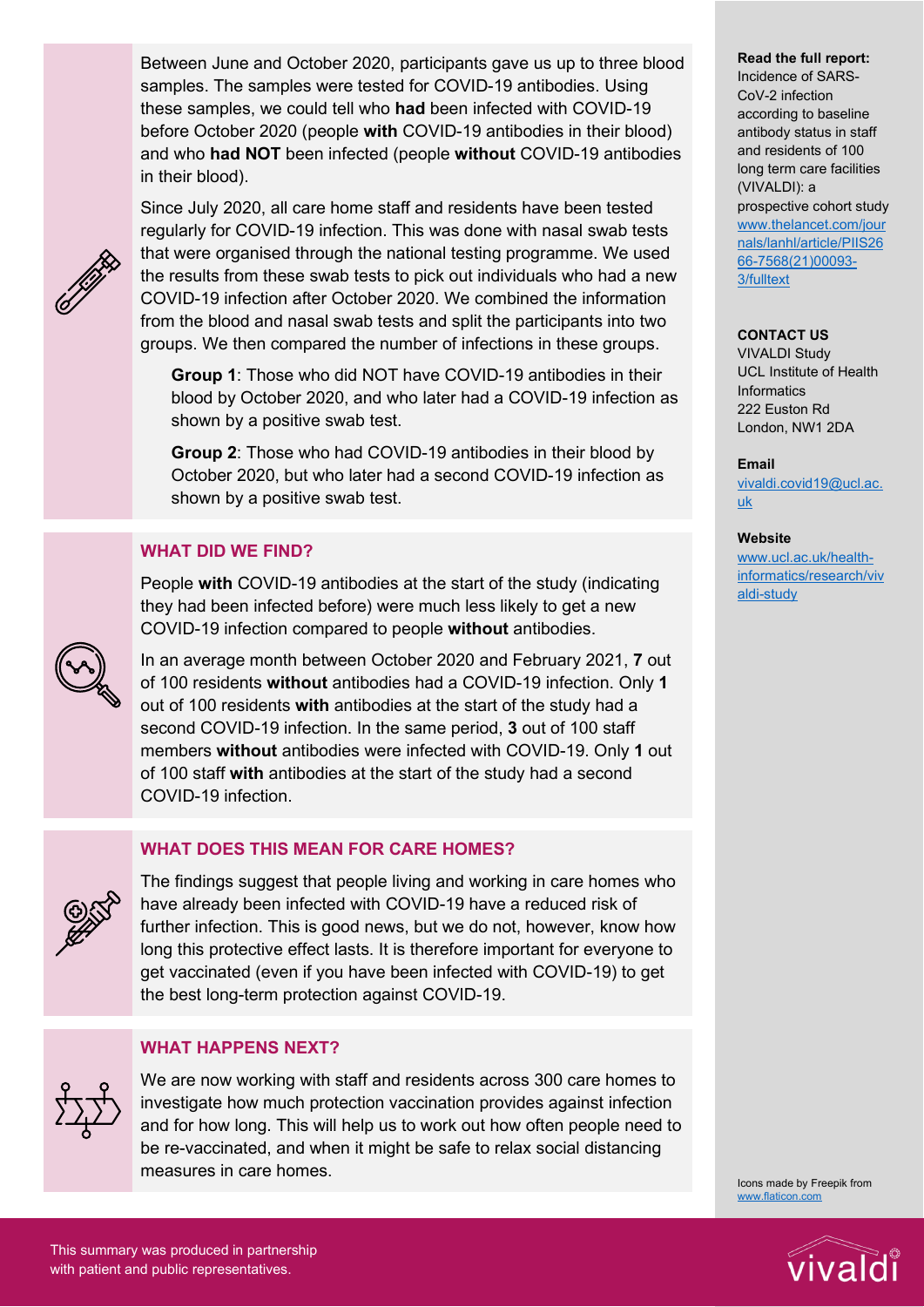Between June and October 2020, participants gave us up to three blood samples. The samples were tested for COVID-19 antibodies. Using these samples, we could tell who **had** been infected with COVID-19 before October 2020 (people **with** COVID-19 antibodies in their blood) and who **had NOT** been infected (people **without** COVID-19 antibodies in their blood).

Since July 2020, all care home staff and residents have been tested regularly for COVID-19 infection. This was done with nasal swab tests that were organised through the national testing programme. We used the results from these swab tests to pick out individuals who had a new COVID-19 infection after October 2020. We combined the information from the blood and nasal swab tests and split the participants into two groups. We then compared the number of infections in these groups.

**Group 1**: Those who did NOT have COVID-19 antibodies in their blood by October 2020, and who later had a COVID-19 infection as shown by a positive swab test.

**Group 2**: Those who had COVID-19 antibodies in their blood by October 2020, but who later had a second COVID-19 infection as shown by a positive swab test.

## WHAT DID WE FIND?

People **with** COVID-19 antibodies at the start of the study (indicating they had been infected before) were much less likely to get a new COVID-19 infection compared to people **without** antibodies.

In an average month between October 2020 and February 2021, **7** out of 100 residents **without** antibodies had a COVID-19 infection. Only **1** out of 100 residents **with** antibodies at the start of the study had a second COVID-19 infection. In the same period, **3** out of 100 staff members **without** antibodies were infected with COVID-19. Only **1** out of 100 staff **with** antibodies at the start of the study had a second COVID-19 infection.

## WHAT DOES THIS MEAN FOR CARE HOMES?

The findings suggest that people living and working in care homes who have already been infected with COVID-19 have a reduced risk of further infection. This is good news, but we do not, however, know how long this protective effect lasts. It is therefore important for everyone to get vaccinated (even if you have been infected with COVID-19) to get the best long-term protection against COVID-19.

## WHAT HAPPENS NEXT?

We are now working with staff and residents across 300 care homes to investigate how much protection vaccination provides against infection and for how long. This will help us to work out how often people need to be re-vaccinated, and when it might be safe to relax social distancing measures in care homes.

**Read the full report:**
Incidence of SARS-CoV-2 infection according to baseline antibody status in staff and residents of 100 long term care facilities (VIVALDI): a prospective cohort study
www.thelancet.com/journals/lanhl/article/PIIS2666-7568(21)00093-3/fulltext

**CONTACT US**
VIVALDI Study
UCL Institute of Health Informatics
222 Euston Rd
London, NW1 2DA

**Email**
vivaldi.covid19@ucl.ac.uk

**Website**
www.ucl.ac.uk/health-informatics/research/vivaldi-study

Icons made by Freepik from www.flaticon.com

This summary was produced in partnership with patient and public representatives.

vivaldi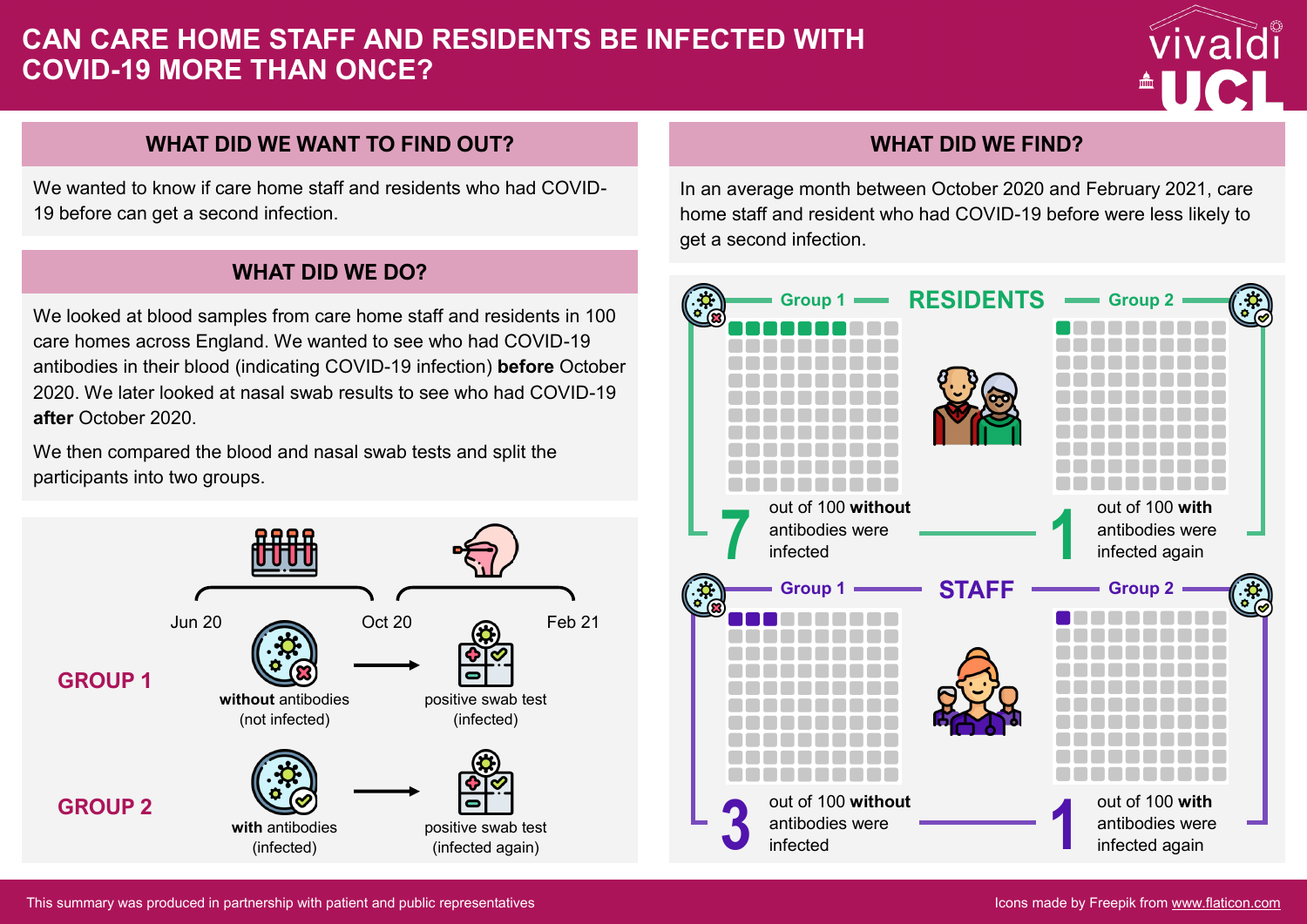# CAN CARE HOME STAFF AND RESIDENTS BE INFECTED WITH COVID-19 MORE THAN ONCE?

vivaldi UCL

## WHAT DID WE WANT TO FIND OUT?

We wanted to know if care home staff and residents who had COVID-19 before can get a second infection.

## WHAT DID WE DO?

We looked at blood samples from care home staff and residents in 100 care homes across England. We wanted to see who had COVID-19 antibodies in their blood (indicating COVID-19 infection) **before** October 2020. We later looked at nasal swab results to see who had COVID-19 **after** October 2020.

We then compared the blood and nasal swab tests and split the participants into two groups.

Jun 20

Oct 20

Feb 21

**GROUP 1**

**without** antibodies (not infected) → positive swab test (infected)

**GROUP 2**

**with** antibodies (infected) → positive swab test (infected again)

## WHAT DID WE FIND?

In an average month between October 2020 and February 2021, care home staff and resident who had COVID-19 before were less likely to get a second infection.

### RESIDENTS

Group 1

**7** out of 100 **without** antibodies were infected

Group 2

**1** out of 100 **with** antibodies were infected again

### STAFF

Group 1

**3** out of 100 **without** antibodies were infected

Group 2

**1** out of 100 **with** antibodies were infected again

This summary was produced in partnership with patient and public representatives

Icons made by Freepik from www.flaticon.com